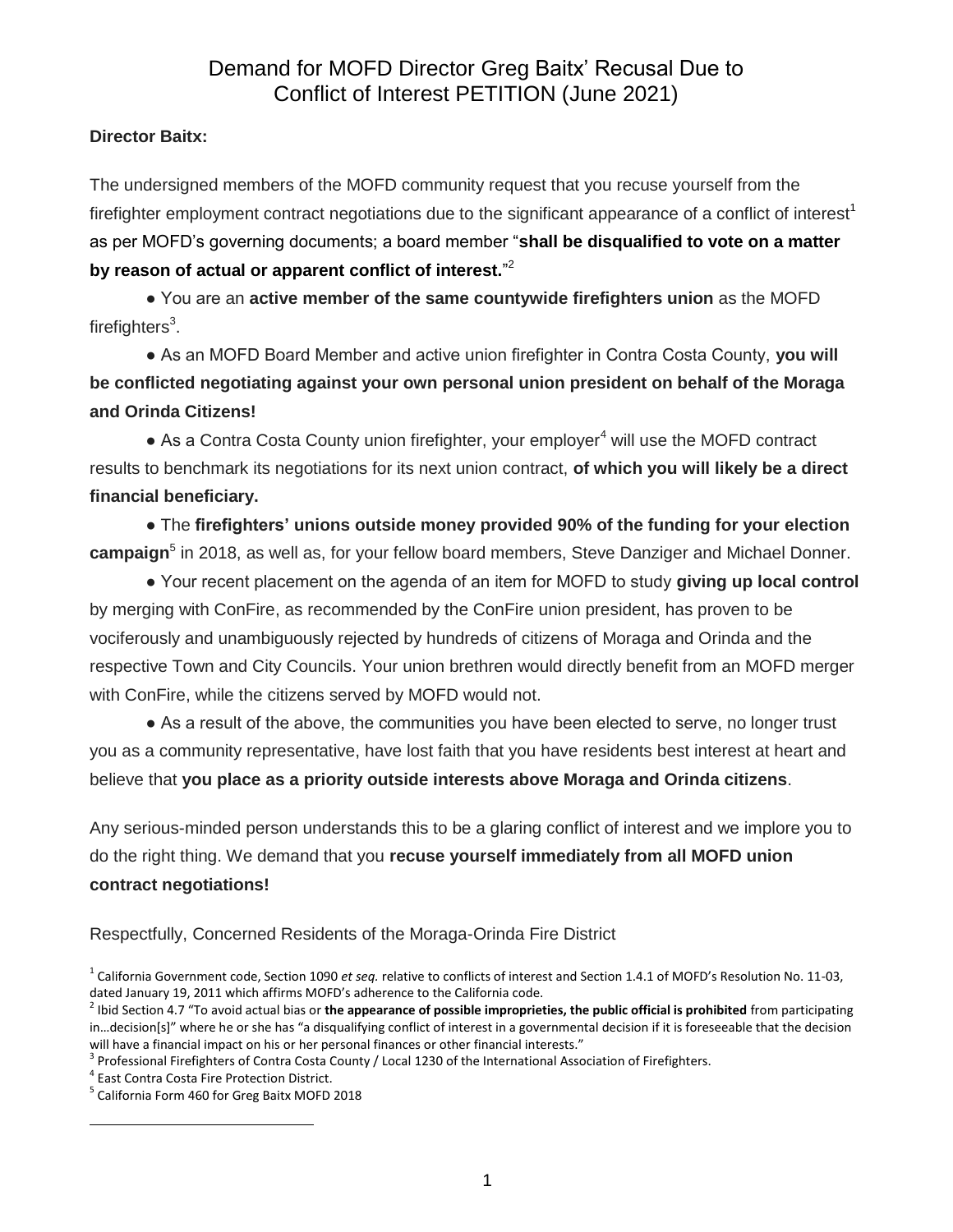# Demand for MOFD Director Greg Baitx' Recusal Due to Conflict of Interest PETITION (June 2021)

**Director Baitx:**

The undersigned members of the MOFD community request that you recuse yourself from the firefighter employment contract negotiations due to the significant appearance of a conflict of interest[1] as per MOFD's governing documents; a board member "**shall be disqualified to vote on a matter by reason of actual or apparent conflict of interest.**"[2]

● You are an **active member of the same countywide firefighters union** as the MOFD firefighters[3].

● As an MOFD Board Member and active union firefighter in Contra Costa County, **you will be conflicted negotiating against your own personal union president on behalf of the Moraga and Orinda Citizens!**

● As a Contra Costa County union firefighter, your employer[4] will use the MOFD contract results to benchmark its negotiations for its next union contract, **of which you will likely be a direct financial beneficiary.**

● The **firefighters' unions outside money provided 90% of the funding for your election campaign**[5] in 2018, as well as, for your fellow board members, Steve Danziger and Michael Donner.

● Your recent placement on the agenda of an item for MOFD to study **giving up local control** by merging with ConFire, as recommended by the ConFire union president, has proven to be vociferously and unambiguously rejected by hundreds of citizens of Moraga and Orinda and the respective Town and City Councils. Your union brethren would directly benefit from an MOFD merger with ConFire, while the citizens served by MOFD would not.

● As a result of the above, the communities you have been elected to serve, no longer trust you as a community representative, have lost faith that you have residents best interest at heart and believe that **you place as a priority outside interests above Moraga and Orinda citizens**.

Any serious-minded person understands this to be a glaring conflict of interest and we implore you to do the right thing. We demand that you **recuse yourself immediately from all MOFD union contract negotiations!**

Respectfully, Concerned Residents of the Moraga-Orinda Fire District

---

[1] California Government code, Section 1090 *et seq.* relative to conflicts of interest and Section 1.4.1 of MOFD's Resolution No. 11-03, dated January 19, 2011 which affirms MOFD's adherence to the California code.

[2] Ibid Section 4.7 "To avoid actual bias or **the appearance of possible improprieties, the public official is prohibited** from participating in…decision[s]" where he or she has "a disqualifying conflict of interest in a governmental decision if it is foreseeable that the decision will have a financial impact on his or her personal finances or other financial interests."

[3] Professional Firefighters of Contra Costa County / Local 1230 of the International Association of Firefighters.

[4] East Contra Costa Fire Protection District.

[5] California Form 460 for Greg Baitx MOFD 2018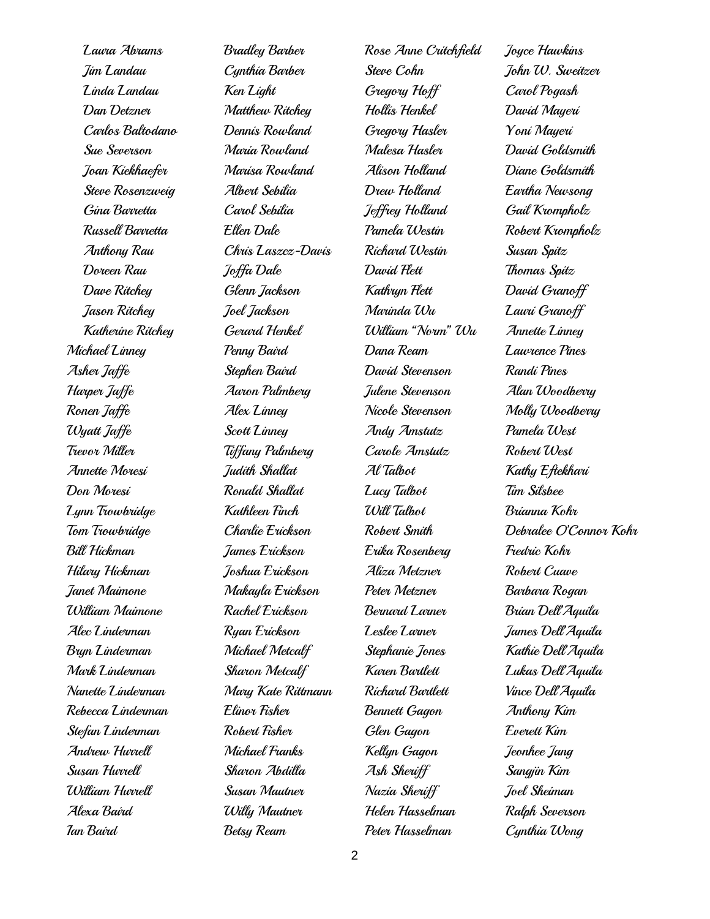Laura Abrams
Jim Landau
Linda Landau
Dan Detzner
Carlos Baltodano
Sue Severson
Joan Kiekhaefer
Steve Rosenzweig
Gina Barretta
Russell Barretta
Anthony Rau
Doreen Rau
Dave Ritchey
Jason Ritchey
Katherine Ritchey
Michael Linney
Asher Jaffe
Harper Jaffe
Ronen Jaffe
Wyatt Jaffe
Trevor Miller
Annette Moresi
Don Moresi
Lynn Trowbridge
Tom Trowbridge
Bill Hickman
Hilary Hickman
Janet Maimone
William Maimone
Alec Linderman
Bryn Linderman
Mark Linderman
Nanette Linderman
Rebecca Linderman
Stefan Linderman
Andrew Hurrell
Susan Hurrell
William Hurrell
Alexa Baird
Ian Baird

Bradley Barber
Cynthia Barber
Ken Light
Matthew Ritchey
Dennis Rowland
Maria Rowland
Marisa Rowland
Albert Sebilia
Carol Sebilia
Ellen Dale
Chris Laszcz-Davis
Joffa Dale
Glenn Jackson
Joel Jackson
Gerard Henkel
Penny Baird
Stephen Baird
Aaron Palmberg
Alex Linney
Scott Linney
Tiffany Palmberg
Judith Shallat
Ronald Shallat
Kathleen Finch
Charlie Erickson
James Erickson
Joshua Erickson
Makayla Erickson
Rachel Erickson
Ryan Erickson
Michael Metcalf
Sharon Metcalf
Mary Kate Rittmann
Elinor Fisher
Robert Fisher
Michael Franks
Sharon Abdilla
Susan Mautner
Willy Mautner
Betsy Ream

Rose Anne Critchfield
Steve Cohn
Gregory Hoff
Hollis Henkel
Gregory Hasler
Malesa Hasler
Alison Holland
Drew Holland
Jeffrey Holland
Pamela Westin
Richard Westin
David Flett
Kathryn Flett
Marinda Wu
William "Norm" Wu
Dana Ream
David Stevenson
Julene Stevenson
Nicole Stevenson
Andy Amstutz
Carole Amstutz
Al Talbot
Lucy Talbot
Will Talbot
Robert Smith
Erika Rosenberg
Aliza Metzner
Peter Metzner
Bernard Larner
Leslee Larner
Stephanie Jones
Karen Bartlett
Richard Bartlett
Bennett Gagon
Glen Gagon
Kellyn Gagon
Ash Sheriff
Nazia Sheriff
Helen Hasselman
Peter Hasselman

Joyce Hawkins
John W. Sweitzer
Carol Pogash
David Mayeri
Yoni Mayeri
David Goldsmith
Diane Goldsmith
Eartha Newsong
Gail Krompholz
Robert Krompholz
Susan Spitz
Thomas Spitz
David Granoff
Lauri Granoff
Annette Linney
Lawrence Pines
Randi Pines
Alan Woodberry
Molly Woodberry
Pamela West
Robert West
Kathy Eftekhari
Tim Silsbee
Brianna Kohr
Debralee O'Connor Kohr
Fredric Kohr
Robert Cuave
Barbara Rogan
Brian Dell'Aquila
James Dell'Aquila
Kathie Dell'Aquila
Lukas Dell'Aquila
Vince Dell'Aquila
Anthony Kim
Everett Kim
Jeonhee Jang
Sangjin Kim
Joel Sheiman
Ralph Severson
Cynthia Wong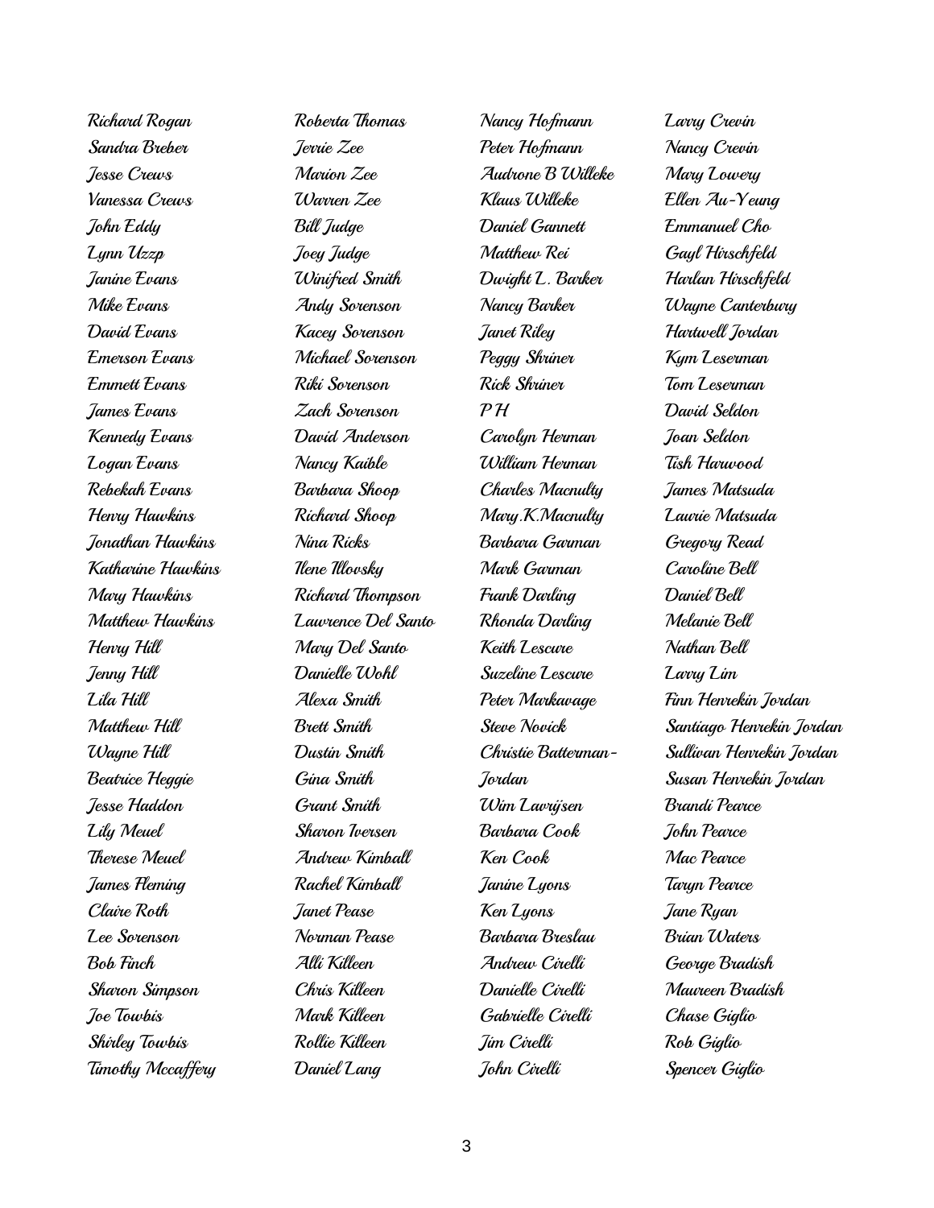Richard Rogan
Sandra Breber
Jesse Crews
Vanessa Crews
John Eddy
Lynn Uzzp
Janine Evans
Mike Evans
David Evans
Emerson Evans
Emmett Evans
James Evans
Kennedy Evans
Logan Evans
Rebekah Evans
Henry Hawkins
Jonathan Hawkins
Katharine Hawkins
Mary Hawkins
Matthew Hawkins
Henry Hill
Jenny Hill
Lila Hill
Matthew Hill
Wayne Hill
Beatrice Heggie
Jesse Haddon
Lily Meuel
Therese Meuel
James Fleming
Claire Roth
Lee Sorenson
Bob Finch
Sharon Simpson
Joe Towbis
Shirley Towbis
Timothy Mccaffery

Roberta Thomas
Jerrie Zee
Marion Zee
Warren Zee
Bill Judge
Joey Judge
Winified Smith
Andy Sorenson
Kacey Sorenson
Michael Sorenson
Riki Sorenson
Zach Sorenson
David Anderson
Nancy Kaible
Barbara Shoop
Richard Shoop
Nina Ricks
Ilene Illovsky
Richard Thompson
Lawrence Del Santo
Mary Del Santo
Danielle Wohl
Alexa Smith
Brett Smith
Dustin Smith
Gina Smith
Grant Smith
Sharon Iversen
Andrew Kimball
Rachel Kimball
Janet Pease
Norman Pease
Alli Killeen
Chris Killeen
Mark Killeen
Rollie Killeen
Daniel Lang

Nancy Hofmann
Peter Hofmann
Audrone B Willeke
Klaus Willeke
Daniel Gannett
Matthew Rei
Dwight L. Barker
Nancy Barker
Janet Riley
Peggy Shriner
Rick Shriner
P H
Carolyn Herman
William Herman
Charles Macnulty
Mary.K.Macnulty
Barbara Garman
Mark Garman
Frank Darling
Rhonda Darling
Keith Lescure
Suzeline Lescure
Peter Markavage
Steve Novick
Christie Batterman-Jordan
Wim Lavrijsen
Barbara Cook
Ken Cook
Janine Lyons
Ken Lyons
Barbara Breslau
Andrew Cirelli
Danielle Cirelli
Gabrielle Cirelli
Jim Cirelli
John Cirelli

Larry Crevin
Nancy Crevin
Mary Lowery
Ellen Au-Yeung
Emmanuel Cho
Gayl Hirschfeld
Harlan Hirschfeld
Wayne Canterbury
Hartwell Jordan
Kym Leserman
Tom Leserman
David Seldon
Joan Seldon
Tish Harwood
James Matsuda
Laurie Matsuda
Gregory Read
Caroline Bell
Daniel Bell
Melanie Bell
Nathan Bell
Larry Lim
Finn Henrekin Jordan
Santiago Henrekin Jordan
Sullivan Henrekin Jordan
Susan Henrekin Jordan
Brandi Pearce
John Pearce
Mac Pearce
Taryn Pearce
Jane Ryan
Brian Waters
George Bradish
Maureen Bradish
Chase Giglio
Rob Giglio
Spencer Giglio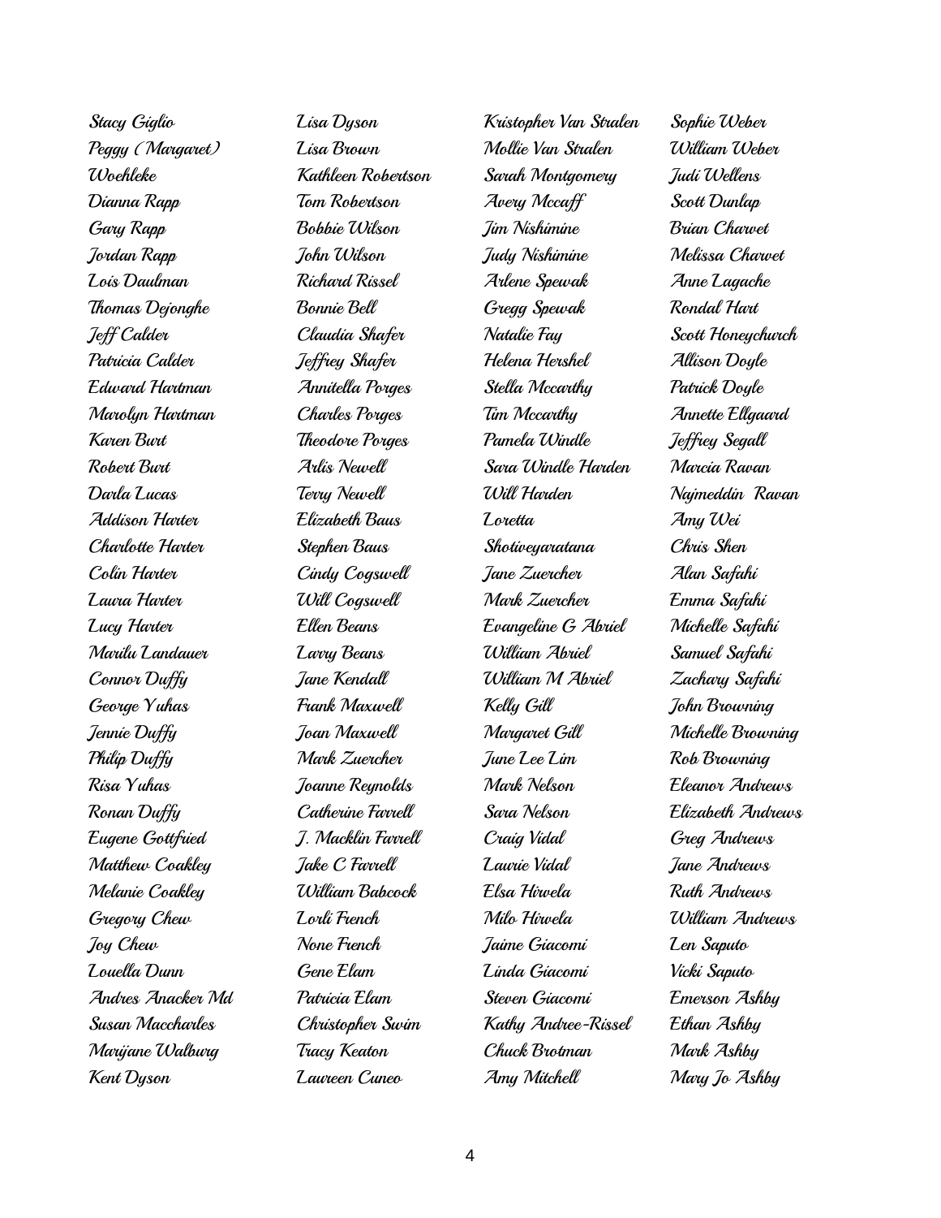Stacy Giglio
Peggy (Margaret) Woehleke
Dianna Rapp
Gary Rapp
Jordan Rapp
Lois Daulman
Thomas Dejonghe
Jeff Calder
Patricia Calder
Edward Hartman
Marolyn Hartman
Karen Burt
Robert Burt
Darla Lucas
Addison Harter
Charlotte Harter
Colin Harter
Laura Harter
Lucy Harter
Marilu Landauer
Connor Duffy
George Yuhas
Jennie Duffy
Philip Duffy
Risa Yuhas
Ronan Duffy
Eugene Gottfried
Matthew Coakley
Melanie Coakley
Gregory Chew
Joy Chew
Louella Dunn
Andres Anacker Md
Susan Maccharles
Marijane Walburg
Kent Dyson

Lisa Dyson
Lisa Brown
Kathleen Robertson
Tom Robertson
Bobbie Wilson
John Wilson
Richard Rissel
Bonnie Bell
Claudia Shafer
Jeffrey Shafer
Annitella Porges
Charles Porges
Theodore Porges
Arlis Newell
Terry Newell
Elizabeth Baus
Stephen Baus
Cindy Cogswell
Will Cogswell
Ellen Beans
Larry Beans
Jane Kendall
Frank Maxwell
Joan Maxwell
Mark Zuercher
Joanne Reynolds
Catherine Farrell
J. Macklin Farrell
Jake C Farrell
William Babcock
Lorli French
None French
Gene Elam
Patricia Elam
Christopher Swim
Tracy Keaton
Laureen Cuneo

Kristopher Van Stralen
Mollie Van Stralen
Sarah Montgomery
Avery Mccaff
Jim Nishimine
Judy Nishimine
Arlene Spewak
Gregg Spewak
Natalie Fay
Helena Hershel
Stella Mccarthy
Tim Mccarthy
Pamela Windle
Sara Windle Harden
Will Harden
Loretta Shotiveyaratana
Jane Zuercher
Mark Zuercher
Evangeline G Abriel
William Abriel
William M Abriel
Kelly Gill
Margaret Gill
June Lee Lim
Mark Nelson
Sara Nelson
Craig Vidal
Laurie Vidal
Elsa Hirvela
Milo Hirvela
Jaime Giacomi
Linda Giacomi
Steven Giacomi
Kathy Andree-Rissel
Chuck Brotman
Amy Mitchell

Sophie Weber
William Weber
Judi Wellens
Scott Dunlap
Brian Charvet
Melissa Charvet
Anne Lagache
Rondal Hart
Scott Honeychurch
Allison Doyle
Patrick Doyle
Annette Ellgaard
Jeffrey Segall
Marcia Ravan
Najmeddin Ravan
Amy Wei
Chris Shen
Alan Safahi
Emma Safahi
Michelle Safahi
Samuel Safahi
Zachary Safahi
John Browning
Michelle Browning
Rob Browning
Eleanor Andrews
Elizabeth Andrews
Greg Andrews
Jane Andrews
Ruth Andrews
William Andrews
Len Saputo
Vicki Saputo
Emerson Ashby
Ethan Ashby
Mark Ashby
Mary Jo Ashby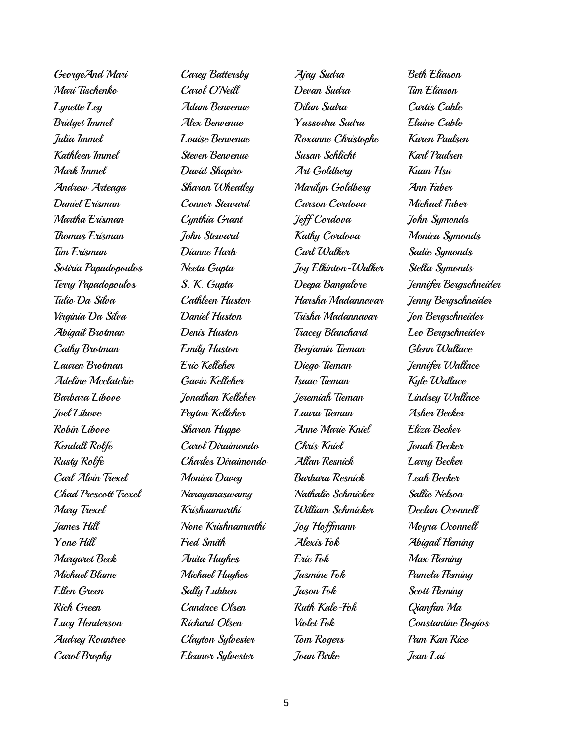GeorgeAnd Mari
Mari Tischenko
Lynette Ley
Bridget Immel
Julia Immel
Kathleen Immel
Mark Immel
Andrew Arteaga
Daniel Erisman
Martha Erisman
Thomas Erisman
Tim Erisman
Sotiria Papadopoulos
Terry Papadopoulos
Tulio Da Silva
Virginia Da Silva
Abigail Brotman
Cathy Brotman
Lauren Brotman
Adeline Mcclatchie
Barbara Libove
Joel Libove
Robin Libove
Kendall Rolfe
Rusty Rolfe
Carl Alvin Trexel
Chad Prescott Trexel
Mary Trexel
James Hill
Yone Hill
Margaret Beck
Michael Blume
Ellen Green
Rich Green
Lucy Henderson
Audrey Rountree
Carol Brophy

Carey Battersby
Carol O'Neill
Adam Benvenue
Alex Benvenue
Louise Benvenue
Steven Benvenue
David Shapiro
Sharon Wheatley
Conner Steward
Cynthia Grant
John Steward
Dianne Harb
Neeta Gupta
S. K. Gupta
Cathleen Huston
Daniel Huston
Denis Huston
Emily Huston
Eric Kelleher
Gavin Kelleher
Jonathan Kelleher
Peyton Kelleher
Sharon Huppe
Carol Diraimondo
Charles Diraimondo
Monica Davey
Narayanaswamy
Krishnamurthi
None Krishnamurthi
Fred Smith
Anita Hughes
Michael Hughes
Sally Lubben
Candace Olsen
Richard Olsen
Clayton Sylvester
Eleanor Sylvester

Ajay Sudra
Devan Sudra
Dilan Sudra
Yassodra Sudra
Roxanne Christophe
Susan Schlicht
Art Goldberg
Marilyn Goldberg
Carson Cordova
Jeff Cordova
Kathy Cordova
Carl Walker
Joy Elkinton-Walker
Deepa Bangalore
Harsha Madannavar
Trisha Madannavar
Tracey Blanchard
Benjamin Tieman
Diego Tieman
Isaac Tieman
Jeremiah Tieman
Laura Tieman
Anne Marie Kniel
Chris Kniel
Allan Resnick
Barbara Resnick
Nathalie Schmicker
William Schmicker
Joy Hoffmann
Alexis Fok
Eric Fok
Jasmine Fok
Jason Fok
Ruth Kale-Fok
Violet Fok
Tom Rogers
Joan Birke

Beth Eliason
Tim Eliason
Curtis Cable
Elaine Cable
Karen Paulsen
Karl Paulsen
Kuan Hsu
Ann Faber
Michael Faber
John Symonds
Monica Symonds
Sadie Symonds
Stella Symonds
Jennifer Bergschneider
Jenny Bergschneider
Jon Bergschneider
Leo Bergschneider
Glenn Wallace
Jennifer Wallace
Kyle Wallace
Lindsey Wallace
Asher Becker
Eliza Becker
Jonah Becker
Larry Becker
Leah Becker
Sallie Nelson
Declan Oconnell
Moyra Oconnell
Abigail Fleming
Max Fleming
Pamela Fleming
Scott Fleming
Qianfan Ma
Constantine Bogios
Pam Kan Rice
Jean Lai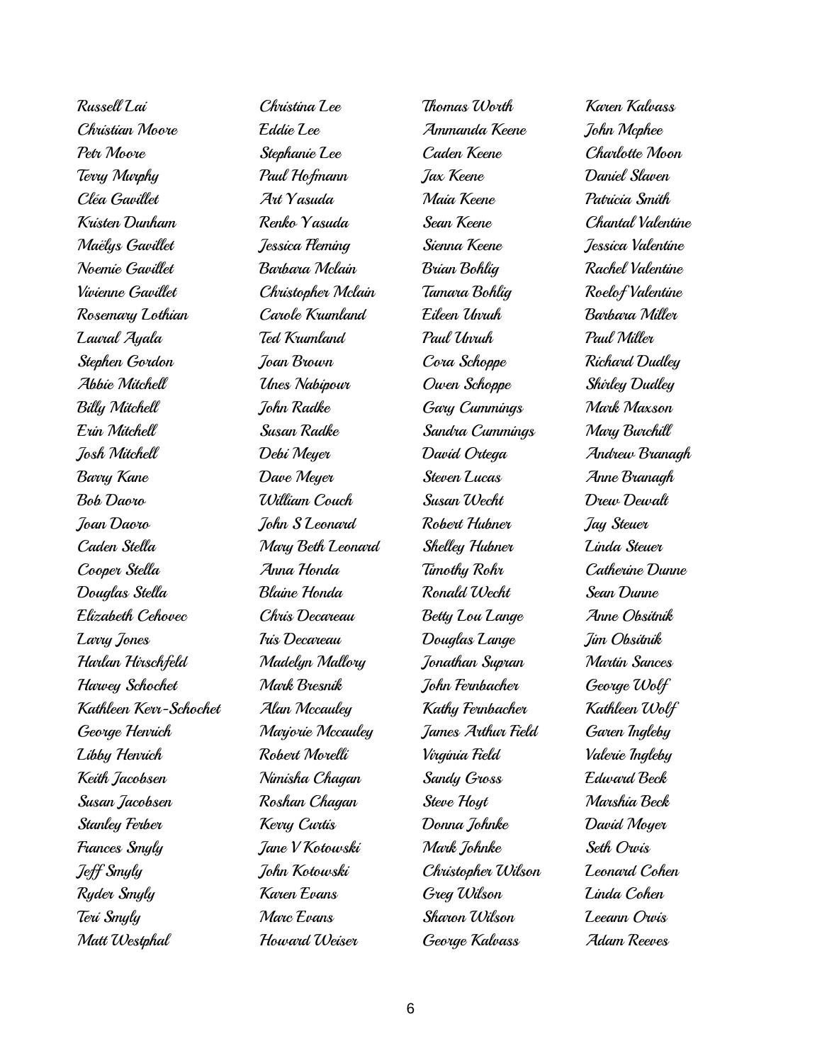Russell Lai
Christian Moore
Petr Moore
Terry Murphy
Cléa Gavillet
Kristen Dunham
Maëlys Gavillet
Noemie Gavillet
Vivienne Gavillet
Rosemary Lothian
Laural Ayala
Stephen Gordon
Abbie Mitchell
Billy Mitchell
Erin Mitchell
Josh Mitchell
Barry Kane
Bob Daoro
Joan Daoro
Caden Stella
Cooper Stella
Douglas Stella
Elizabeth Cehovec
Larry Jones
Harlan Hirschfeld
Harvey Schochet
Kathleen Kerr-Schochet
George Henrich
Libby Henrich
Keith Jacobsen
Susan Jacobsen
Stanley Ferber
Frances Smyly
Jeff Smyly
Ryder Smyly
Teri Smyly
Matt Westphal

Christina Lee
Eddie Lee
Stephanie Lee
Paul Hofmann
Art Yasuda
Renko Yasuda
Jessica Fleming
Barbara Mclain
Christopher Mclain
Carole Krumland
Ted Krumland
Joan Brown
Unes Nabipour
John Radke
Susan Radke
Debi Meyer
Dave Meyer
William Couch
John S Leonard
Mary Beth Leonard
Anna Honda
Blaine Honda
Chris Decareau
Iris Decareau
Madelyn Mallory
Mark Bresnik
Alan Mccauley
Marjorie Mccauley
Robert Morelli
Nimisha Chagan
Roshan Chagan
Kerry Curtis
Jane V Kotowski
John Kotowski
Karen Evans
Marc Evans
Howard Weiser

Thomas Worth
Ammanda Keene
Caden Keene
Jax Keene
Maia Keene
Sean Keene
Sienna Keene
Brian Bohlig
Tamara Bohlig
Eileen Unruh
Paul Unruh
Cora Schoppe
Owen Schoppe
Gary Cummings
Sandra Cummings
David Ortega
Steven Lucas
Susan Wecht
Robert Hubner
Shelley Hubner
Timothy Rohr
Ronald Wecht
Betty Lou Lange
Douglas Lange
Jonathan Supran
John Fernbacher
Kathy Fernbacher
James Arthur Field
Virginia Field
Sandy Gross
Steve Hoyt
Donna Johnke
Mark Johnke
Christopher Wilson
Greg Wilson
Sharon Wilson
George Kalvass

Karen Kalvass
John Mcphee
Charlotte Moon
Daniel Slaven
Patricia Smith
Chantal Valentine
Jessica Valentine
Rachel Valentine
Roelof Valentine
Barbara Miller
Paul Miller
Richard Dudley
Shirley Dudley
Mark Maxson
Mary Burchill
Andrew Branagh
Anne Branagh
Drew Dewalt
Jay Steuer
Linda Steuer
Catherine Dunne
Sean Dunne
Anne Obsitnik
Jim Obsitnik
Martin Sances
George Wolf
Kathleen Wolf
Garen Ingleby
Valerie Ingleby
Edward Beck
Marshia Beck
David Moyer
Seth Orwis
Leonard Cohen
Linda Cohen
Leeann Orwis
Adam Reeves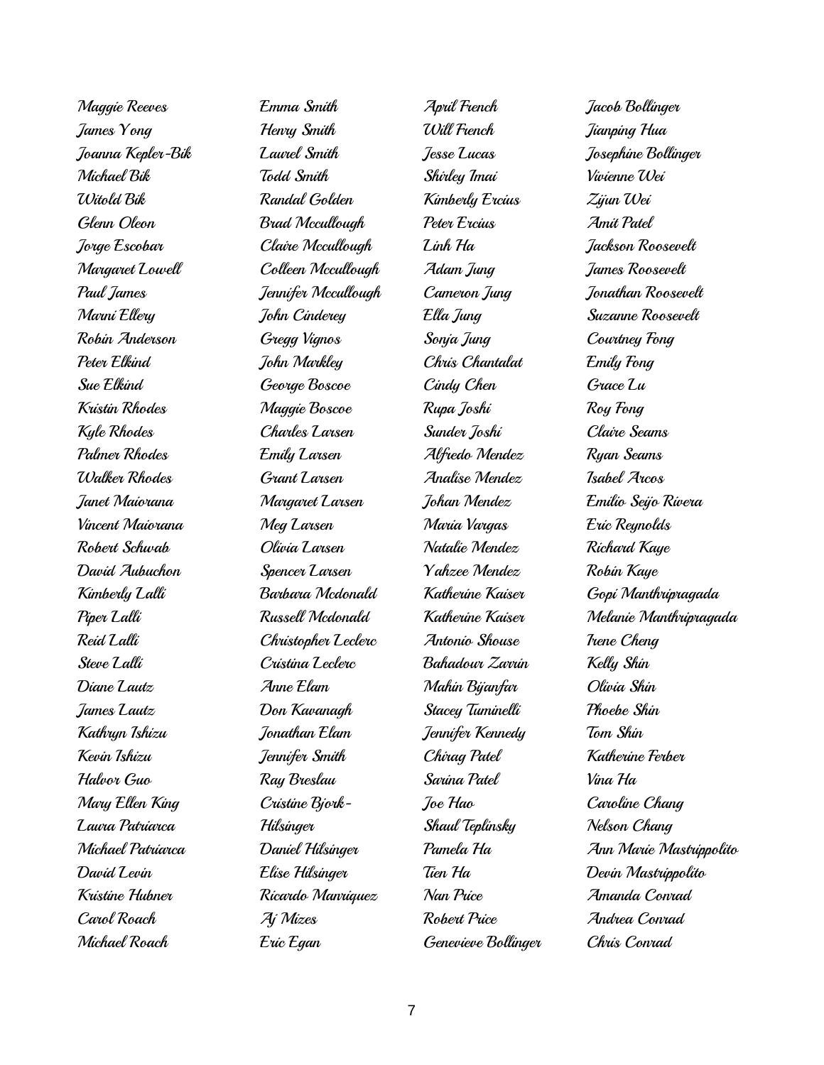Maggie Reeves
James Yong
Joanna Kepler-Bik
Michael Bik
Witold Bik
Glenn Oleon
Jorge Escobar
Margaret Lowell
Paul James
Marni Ellery
Robin Anderson
Peter Elkind
Sue Elkind
Kristin Rhodes
Kyle Rhodes
Palmer Rhodes
Walker Rhodes
Janet Maiorana
Vincent Maiorana
Robert Schwab
David Aubuchon
Kimberly Lalli
Piper Lalli
Reid Lalli
Steve Lalli
Diane Lautz
James Lautz
Kathryn Ishizu
Kevin Ishizu
Halvor Guo
Mary Ellen King
Laura Patriarca
Michael Patriarca
David Levin
Kristine Hubner
Carol Roach
Michael Roach

Emma Smith
Henry Smith
Laurel Smith
Todd Smith
Randal Golden
Brad Mccullough
Claire Mccullough
Colleen Mccullough
Jennifer Mccullough
John Cinderey
Gregg Vignos
John Markley
George Boscoe
Maggie Boscoe
Charles Larsen
Emily Larsen
Grant Larsen
Margaret Larsen
Meg Larsen
Olivia Larsen
Spencer Larsen
Barbara Mcdonald
Russell Mcdonald
Christopher Leclerc
Cristina Leclerc
Anne Elam
Don Kavanagh
Jonathan Elam
Jennifer Smith
Ray Breslau
Cristine Bjork-Hilsinger
Daniel Hilsinger
Elise Hilsinger
Ricardo Manriquez
Aj Mizes
Eric Egan

April French
Will French
Jesse Lucas
Shirley Imai
Kimberly Ercius
Peter Ercius
Linh Ha
Adam Jung
Cameron Jung
Ella Jung
Sonja Jung
Chris Chantalat
Cindy Chen
Rupa Joshi
Sunder Joshi
Alfredo Mendez
Analise Mendez
Johan Mendez
Maria Vargas
Natalie Mendez
Yahzee Mendez
Katherine Kaiser
Katherine Kaiser
Antonio Shouse
Bahadour Zarrin
Mahin Bijanfar
Stacey Tuminelli
Jennifer Kennedy
Chirag Patel
Sarina Patel
Joe Hao
Shaul Teplinsky
Pamela Ha
Tien Ha
Nan Price
Robert Price
Genevieve Bollinger

Jacob Bollinger
Jianping Hua
Josephine Bollinger
Vivienne Wei
Zijun Wei
Amit Patel
Jackson Roosevelt
James Roosevelt
Jonathan Roosevelt
Suzanne Roosevelt
Courtney Fong
Emily Fong
Grace Lu
Roy Fong
Claire Seams
Ryan Seams
Isabel Arcos
Emilio Seijo Rivera
Eric Reynolds
Richard Kaye
Robin Kaye
Gopi Manthripragada
Melanie Manthripragada
Irene Cheng
Kelly Shin
Olivia Shin
Phoebe Shin
Tom Shin
Katherine Ferber
Vina Ha
Caroline Chang
Nelson Chang
Ann Marie Mastrippolito
Devin Mastrippolito
Amanda Conrad
Andrea Conrad
Chris Conrad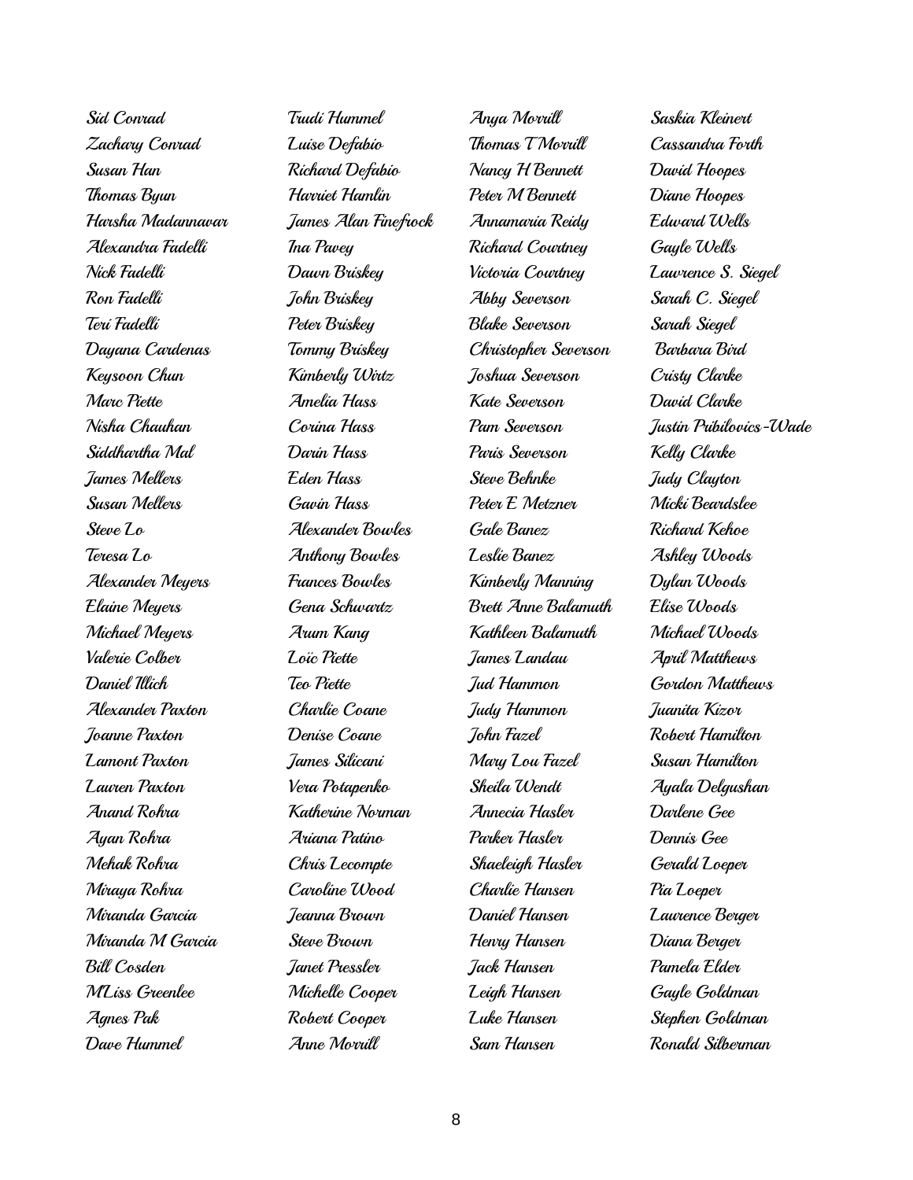Sid Conrad
Zachary Conrad
Susan Han
Thomas Byun
Harsha Madannavar
Alexandra Fadelli
Nick Fadelli
Ron Fadelli
Teri Fadelli
Dayana Cardenas
Keysoon Chun
Marc Piette
Nisha Chauhan
Siddhartha Mal
James Mellers
Susan Mellers
Steve Lo
Teresa Lo
Alexander Meyers
Elaine Meyers
Michael Meyers
Valerie Colber
Daniel Illich
Alexander Paxton
Joanne Paxton
Lamont Paxton
Lauren Paxton
Anand Rohra
Ayan Rohra
Mehak Rohra
Miraya Rohra
Miranda Garcia
Miranda M Garcia
Bill Cosden
M'Liss Greenlee
Agnes Pak
Dave Hummel

Trudi Hummel
Luise Defabio
Richard Defabio
Harriet Hamlin
James Alan Finefrock
Ina Pavey
Dawn Briskey
John Briskey
Peter Briskey
Tommy Briskey
Kimberly Wirtz
Amelia Hass
Corina Hass
Darin Hass
Eden Hass
Gavin Hass
Alexander Bowles
Anthony Bowles
Frances Bowles
Gena Schwartz
Arum Kang
Loïc Piette
Teo Piette
Charlie Coane
Denise Coane
James Silicani
Vera Potapenko
Katherine Norman
Ariana Patino
Chris Lecompte
Caroline Wood
Jeanna Brown
Steve Brown
Janet Pressler
Michelle Cooper
Robert Cooper
Anne Morrill

Anya Morrill
Thomas T Morrill
Nancy H Bennett
Peter M Bennett
Annamaria Reidy
Richard Courtney
Victoria Courtney
Abby Severson
Blake Severson
Christopher Severson
Joshua Severson
Kate Severson
Pam Severson
Paris Severson
Steve Behnke
Peter E Metzner
Gale Banez
Leslie Banez
Kimberly Manning
Brett Anne Balamuth
Kathleen Balamuth
James Landau
Jud Hammon
Judy Hammon
John Fazel
Mary Lou Fazel
Sheila Wendt
Annecia Hasler
Parker Hasler
Shaeleigh Hasler
Charlie Hansen
Daniel Hansen
Henry Hansen
Jack Hansen
Leigh Hansen
Luke Hansen
Sam Hansen

Saskia Kleinert
Cassandra Forth
David Hoopes
Diane Hoopes
Edward Wells
Gayle Wells
Lawrence S. Siegel
Sarah C. Siegel
Sarah Siegel
Barbara Bird
Cristy Clarke
David Clarke
Justin Pribilovics-Wade
Kelly Clarke
Judy Clayton
Micki Beardslee
Richard Kehoe
Ashley Woods
Dylan Woods
Elise Woods
Michael Woods
April Matthews
Gordon Matthews
Juanita Kizor
Robert Hamilton
Susan Hamilton
Ayala Delgushan
Darlene Gee
Dennis Gee
Gerald Loeper
Pia Loeper
Laurence Berger
Diana Berger
Pamela Elder
Gayle Goldman
Stephen Goldman
Ronald Silberman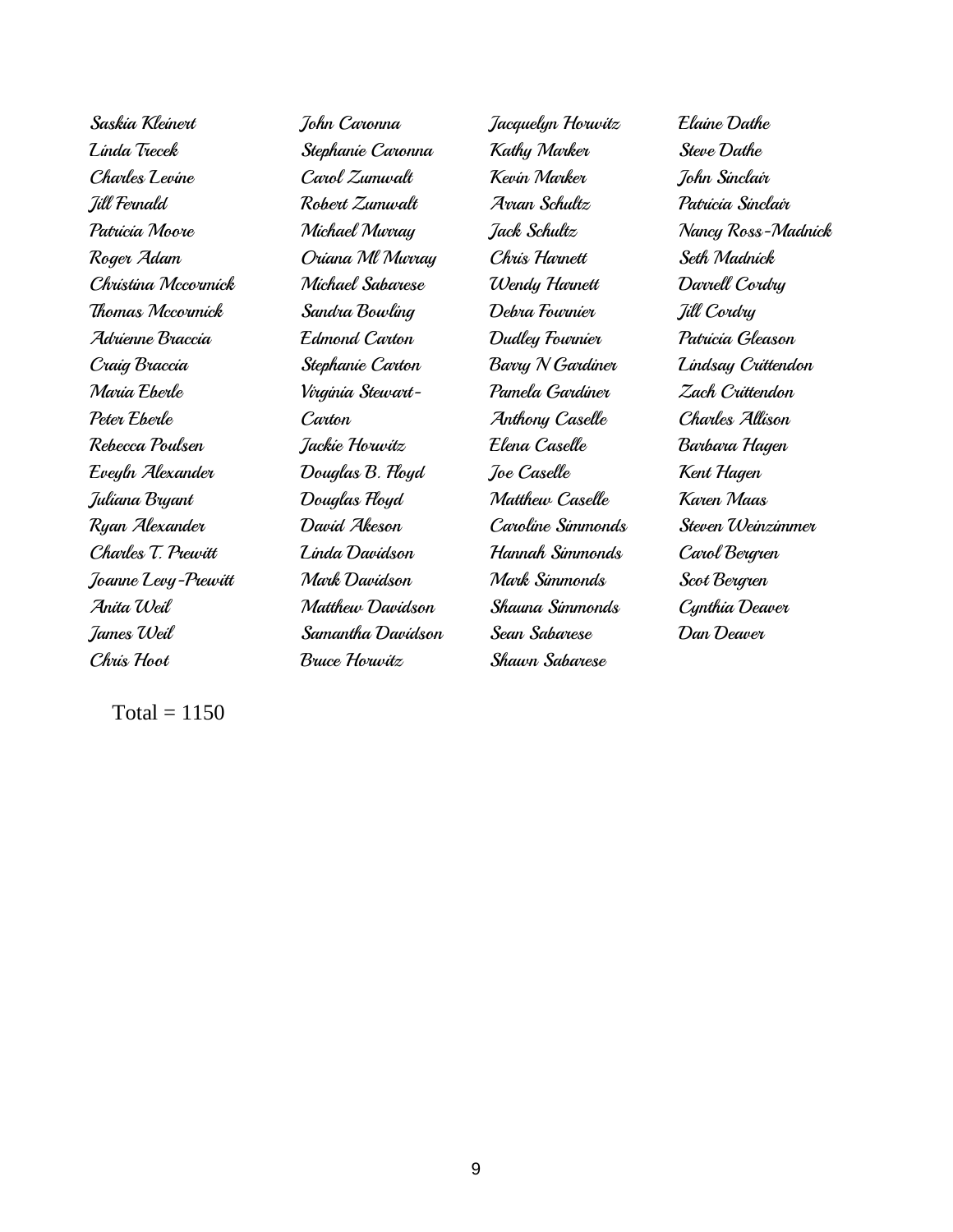Saskia Kleinert
Linda Trecek
Charles Levine
Jill Fernald
Patricia Moore
Roger Adam
Christina Mccormick
Thomas Mccormick
Adrienne Braccia
Craig Braccia
Maria Eberle
Peter Eberle
Rebecca Poulsen
Eveyln Alexander
Juliana Bryant
Ryan Alexander
Charles T. Prewitt
Joanne Levy-Prewitt
Anita Weil
James Weil
Chris Hoot
John Caronna
Stephanie Caronna
Carol Zumwalt
Robert Zumwalt
Michael Murray
Oriana Ml Murray
Michael Sabarese
Sandra Bowling
Edmond Carton
Stephanie Carton
Virginia Stewart-Carton
Jackie Horwitz
Douglas B. Floyd
Douglas Floyd
David Akeson
Linda Davidson
Mark Davidson
Matthew Davidson
Samantha Davidson
Bruce Horwitz
Jacquelyn Horwitz
Kathy Marker
Kevin Marker
Arran Schultz
Jack Schultz
Chris Harnett
Wendy Harnett
Debra Fournier
Dudley Fournier
Barry N Gardiner
Pamela Gardiner
Anthony Caselle
Elena Caselle
Joe Caselle
Matthew Caselle
Caroline Simmonds
Hannah Simmonds
Mark Simmonds
Shauna Simmonds
Sean Sabarese
Shawn Sabarese
Elaine Dathe
Steve Dathe
John Sinclair
Patricia Sinclair
Nancy Ross-Madnick
Seth Madnick
Darrell Cordry
Jill Cordry
Patricia Gleason
Lindsay Crittendon
Zach Crittendon
Charles Allison
Barbara Hagen
Kent Hagen
Karen Maas
Steven Weinzimmer
Carol Bergren
Scot Bergren
Cynthia Deaver
Dan Deaver

Total = 1150